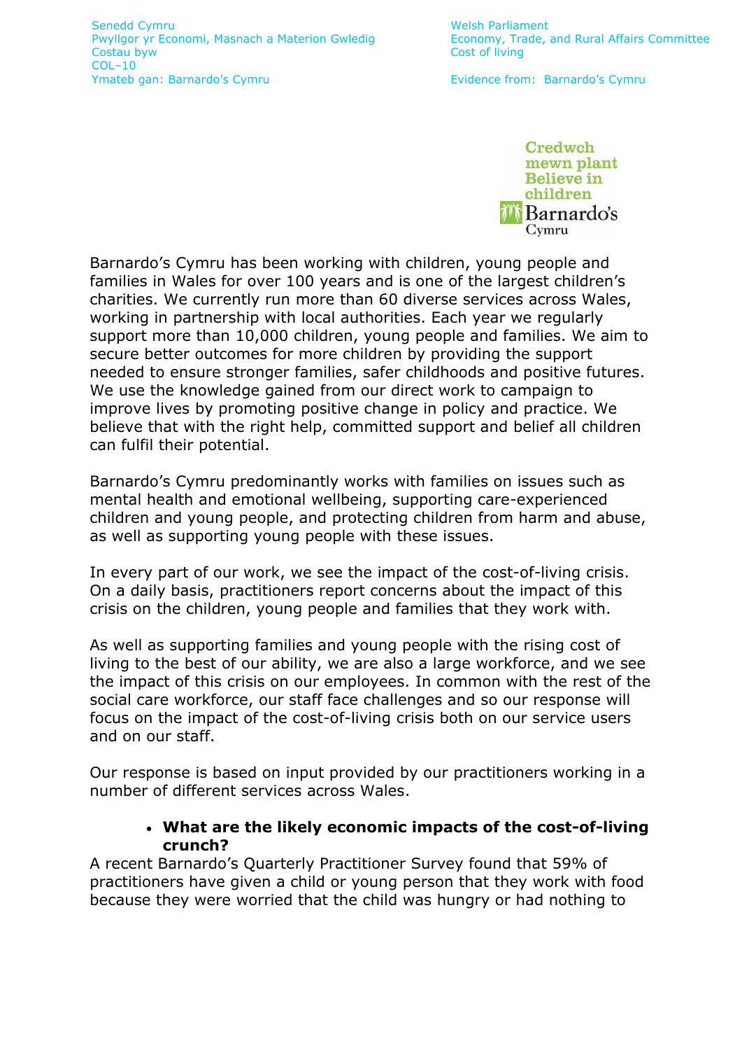Senedd Cymru
Pwyllgor yr Economi, Masnach a Materion Gwledig
Costau byw
COL–10
Ymateb gan: Barnardo's Cymru

Welsh Parliament
Economy, Trade, and Rural Affairs Committee
Cost of living

Evidence from: Barnardo's Cymru

Credwch mewn plant
Believe in children
Barnardo's Cymru

Barnardo's Cymru has been working with children, young people and families in Wales for over 100 years and is one of the largest children's charities. We currently run more than 60 diverse services across Wales, working in partnership with local authorities. Each year we regularly support more than 10,000 children, young people and families. We aim to secure better outcomes for more children by providing the support needed to ensure stronger families, safer childhoods and positive futures. We use the knowledge gained from our direct work to campaign to improve lives by promoting positive change in policy and practice. We believe that with the right help, committed support and belief all children can fulfil their potential.

Barnardo's Cymru predominantly works with families on issues such as mental health and emotional wellbeing, supporting care-experienced children and young people, and protecting children from harm and abuse, as well as supporting young people with these issues.

In every part of our work, we see the impact of the cost-of-living crisis. On a daily basis, practitioners report concerns about the impact of this crisis on the children, young people and families that they work with.

As well as supporting families and young people with the rising cost of living to the best of our ability, we are also a large workforce, and we see the impact of this crisis on our employees. In common with the rest of the social care workforce, our staff face challenges and so our response will focus on the impact of the cost-of-living crisis both on our service users and on our staff.

Our response is based on input provided by our practitioners working in a number of different services across Wales.

- **What are the likely economic impacts of the cost-of-living crunch?**

A recent Barnardo's Quarterly Practitioner Survey found that 59% of practitioners have given a child or young person that they work with food because they were worried that the child was hungry or had nothing to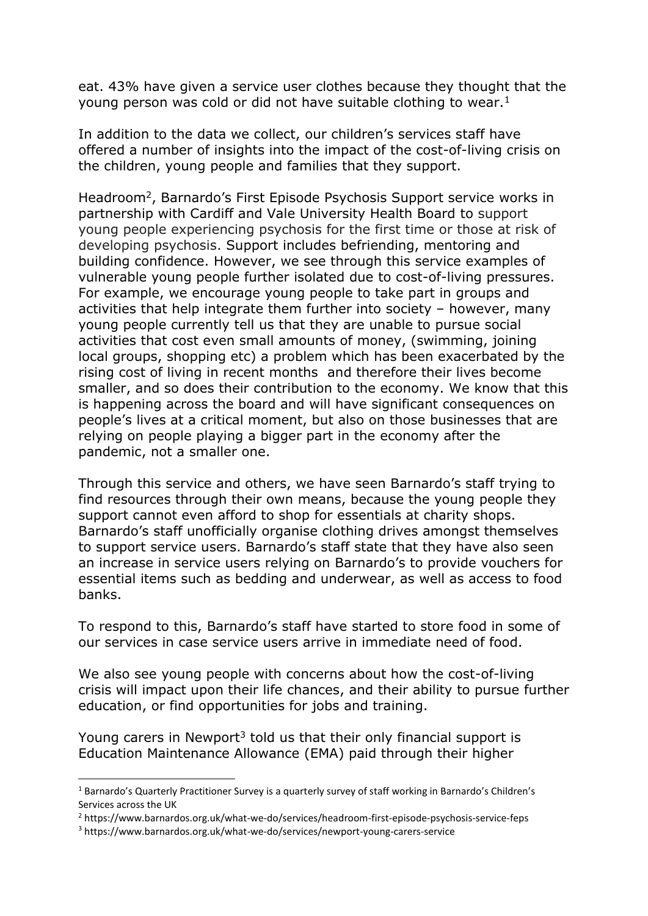eat. 43% have given a service user clothes because they thought that the young person was cold or did not have suitable clothing to wear.[1]

In addition to the data we collect, our children's services staff have offered a number of insights into the impact of the cost-of-living crisis on the children, young people and families that they support.

Headroom[2], Barnardo's First Episode Psychosis Support service works in partnership with Cardiff and Vale University Health Board to support young people experiencing psychosis for the first time or those at risk of developing psychosis. Support includes befriending, mentoring and building confidence. However, we see through this service examples of vulnerable young people further isolated due to cost-of-living pressures. For example, we encourage young people to take part in groups and activities that help integrate them further into society – however, many young people currently tell us that they are unable to pursue social activities that cost even small amounts of money, (swimming, joining local groups, shopping etc) a problem which has been exacerbated by the rising cost of living in recent months and therefore their lives become smaller, and so does their contribution to the economy. We know that this is happening across the board and will have significant consequences on people's lives at a critical moment, but also on those businesses that are relying on people playing a bigger part in the economy after the pandemic, not a smaller one.

Through this service and others, we have seen Barnardo's staff trying to find resources through their own means, because the young people they support cannot even afford to shop for essentials at charity shops. Barnardo's staff unofficially organise clothing drives amongst themselves to support service users. Barnardo's staff state that they have also seen an increase in service users relying on Barnardo's to provide vouchers for essential items such as bedding and underwear, as well as access to food banks.

To respond to this, Barnardo's staff have started to store food in some of our services in case service users arrive in immediate need of food.

We also see young people with concerns about how the cost-of-living crisis will impact upon their life chances, and their ability to pursue further education, or find opportunities for jobs and training.

Young carers in Newport[3] told us that their only financial support is Education Maintenance Allowance (EMA) paid through their higher

---

[1] Barnardo's Quarterly Practitioner Survey is a quarterly survey of staff working in Barnardo's Children's Services across the UK

[2] https://www.barnardos.org.uk/what-we-do/services/headroom-first-episode-psychosis-service-feps

[3] https://www.barnardos.org.uk/what-we-do/services/newport-young-carers-service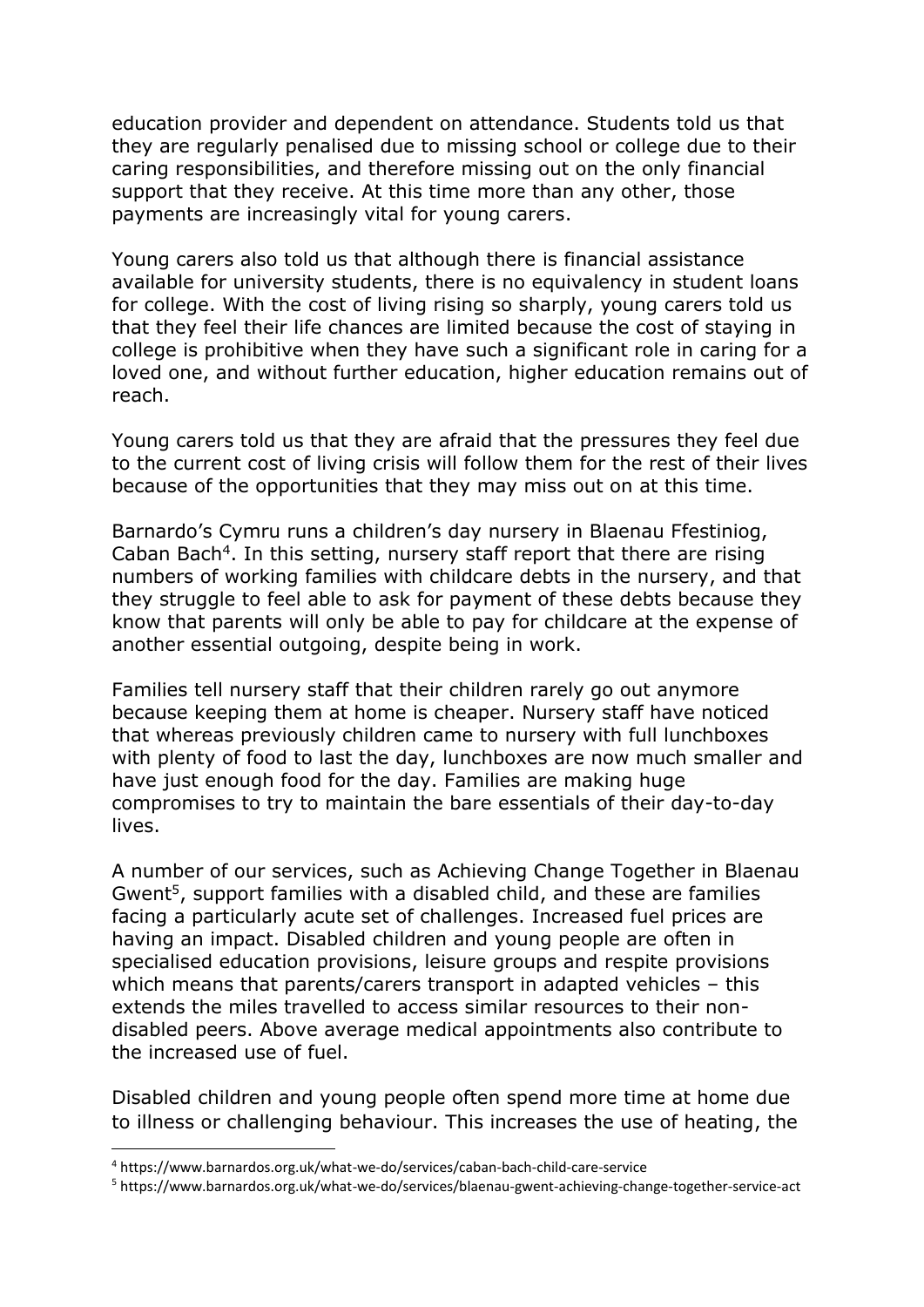education provider and dependent on attendance. Students told us that they are regularly penalised due to missing school or college due to their caring responsibilities, and therefore missing out on the only financial support that they receive. At this time more than any other, those payments are increasingly vital for young carers.

Young carers also told us that although there is financial assistance available for university students, there is no equivalency in student loans for college. With the cost of living rising so sharply, young carers told us that they feel their life chances are limited because the cost of staying in college is prohibitive when they have such a significant role in caring for a loved one, and without further education, higher education remains out of reach.

Young carers told us that they are afraid that the pressures they feel due to the current cost of living crisis will follow them for the rest of their lives because of the opportunities that they may miss out on at this time.

Barnardo's Cymru runs a children's day nursery in Blaenau Ffestiniog, Caban Bach[4]. In this setting, nursery staff report that there are rising numbers of working families with childcare debts in the nursery, and that they struggle to feel able to ask for payment of these debts because they know that parents will only be able to pay for childcare at the expense of another essential outgoing, despite being in work.

Families tell nursery staff that their children rarely go out anymore because keeping them at home is cheaper. Nursery staff have noticed that whereas previously children came to nursery with full lunchboxes with plenty of food to last the day, lunchboxes are now much smaller and have just enough food for the day. Families are making huge compromises to try to maintain the bare essentials of their day-to-day lives.

A number of our services, such as Achieving Change Together in Blaenau Gwent[5], support families with a disabled child, and these are families facing a particularly acute set of challenges. Increased fuel prices are having an impact. Disabled children and young people are often in specialised education provisions, leisure groups and respite provisions which means that parents/carers transport in adapted vehicles – this extends the miles travelled to access similar resources to their non-disabled peers. Above average medical appointments also contribute to the increased use of fuel.

Disabled children and young people often spend more time at home due to illness or challenging behaviour. This increases the use of heating, the

---

[4] https://www.barnardos.org.uk/what-we-do/services/caban-bach-child-care-service

[5] https://www.barnardos.org.uk/what-we-do/services/blaenau-gwent-achieving-change-together-service-act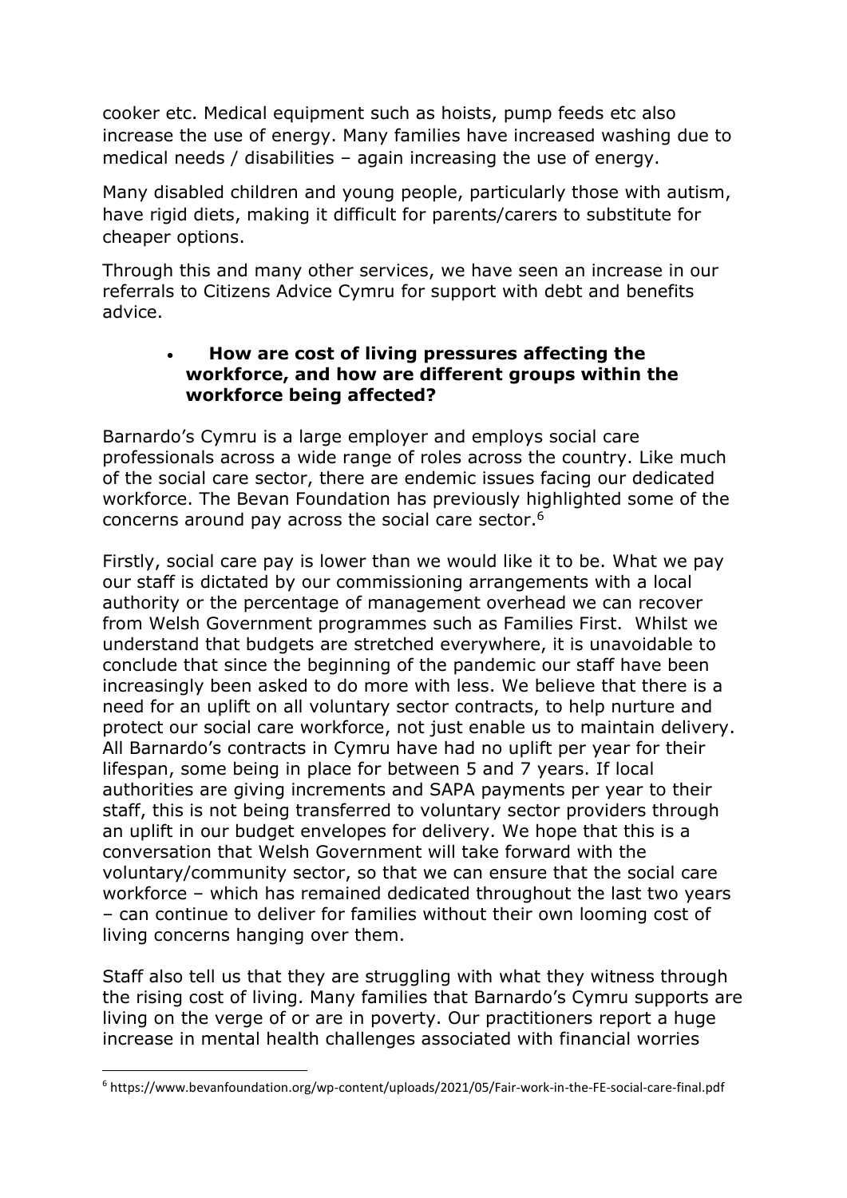cooker etc. Medical equipment such as hoists, pump feeds etc also increase the use of energy. Many families have increased washing due to medical needs / disabilities – again increasing the use of energy.

Many disabled children and young people, particularly those with autism, have rigid diets, making it difficult for parents/carers to substitute for cheaper options.

Through this and many other services, we have seen an increase in our referrals to Citizens Advice Cymru for support with debt and benefits advice.

- **How are cost of living pressures affecting the workforce, and how are different groups within the workforce being affected?**

Barnardo's Cymru is a large employer and employs social care professionals across a wide range of roles across the country. Like much of the social care sector, there are endemic issues facing our dedicated workforce. The Bevan Foundation has previously highlighted some of the concerns around pay across the social care sector.[6]

Firstly, social care pay is lower than we would like it to be. What we pay our staff is dictated by our commissioning arrangements with a local authority or the percentage of management overhead we can recover from Welsh Government programmes such as Families First. Whilst we understand that budgets are stretched everywhere, it is unavoidable to conclude that since the beginning of the pandemic our staff have been increasingly been asked to do more with less. We believe that there is a need for an uplift on all voluntary sector contracts, to help nurture and protect our social care workforce, not just enable us to maintain delivery. All Barnardo's contracts in Cymru have had no uplift per year for their lifespan, some being in place for between 5 and 7 years. If local authorities are giving increments and SAPA payments per year to their staff, this is not being transferred to voluntary sector providers through an uplift in our budget envelopes for delivery. We hope that this is a conversation that Welsh Government will take forward with the voluntary/community sector, so that we can ensure that the social care workforce – which has remained dedicated throughout the last two years – can continue to deliver for families without their own looming cost of living concerns hanging over them.

Staff also tell us that they are struggling with what they witness through the rising cost of living. Many families that Barnardo's Cymru supports are living on the verge of or are in poverty. Our practitioners report a huge increase in mental health challenges associated with financial worries

[6] https://www.bevanfoundation.org/wp-content/uploads/2021/05/Fair-work-in-the-FE-social-care-final.pdf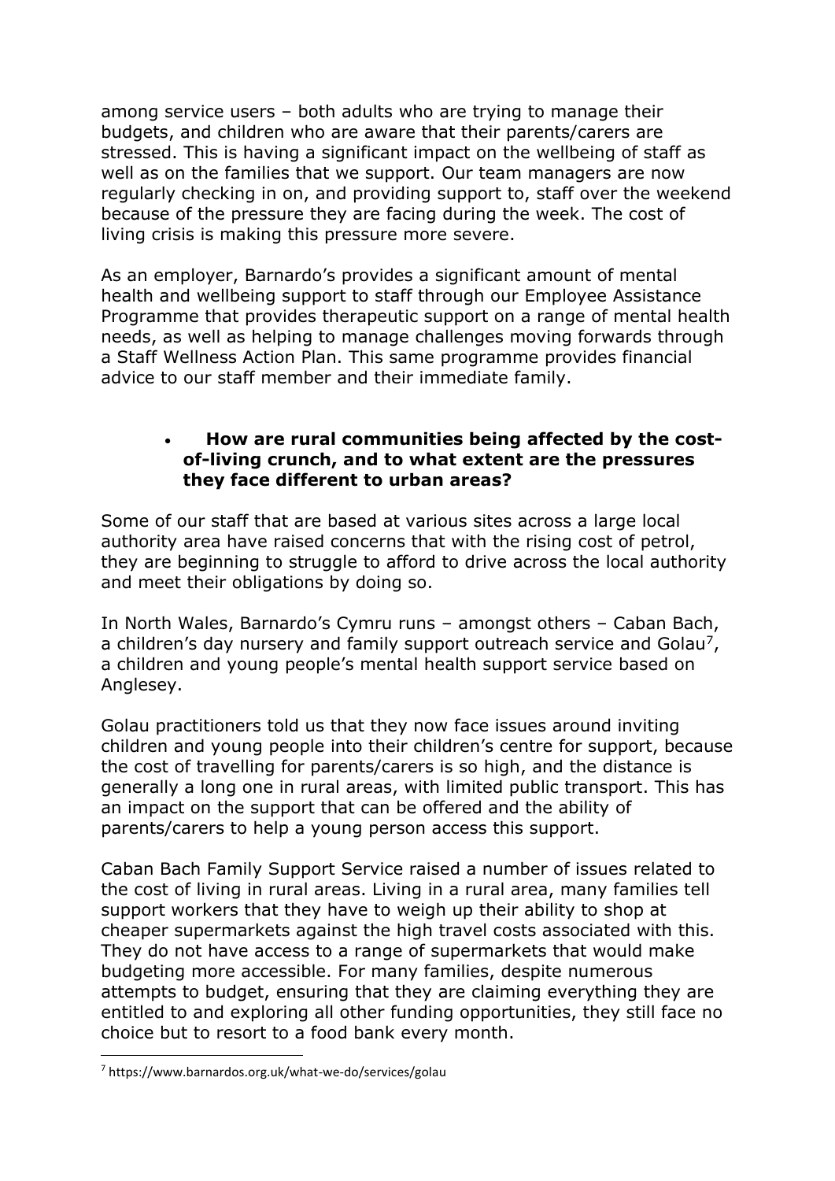among service users – both adults who are trying to manage their budgets, and children who are aware that their parents/carers are stressed. This is having a significant impact on the wellbeing of staff as well as on the families that we support. Our team managers are now regularly checking in on, and providing support to, staff over the weekend because of the pressure they are facing during the week. The cost of living crisis is making this pressure more severe.

As an employer, Barnardo's provides a significant amount of mental health and wellbeing support to staff through our Employee Assistance Programme that provides therapeutic support on a range of mental health needs, as well as helping to manage challenges moving forwards through a Staff Wellness Action Plan. This same programme provides financial advice to our staff member and their immediate family.

- **How are rural communities being affected by the cost-of-living crunch, and to what extent are the pressures they face different to urban areas?**

Some of our staff that are based at various sites across a large local authority area have raised concerns that with the rising cost of petrol, they are beginning to struggle to afford to drive across the local authority and meet their obligations by doing so.

In North Wales, Barnardo's Cymru runs – amongst others – Caban Bach, a children's day nursery and family support outreach service and Golau[7], a children and young people's mental health support service based on Anglesey.

Golau practitioners told us that they now face issues around inviting children and young people into their children's centre for support, because the cost of travelling for parents/carers is so high, and the distance is generally a long one in rural areas, with limited public transport. This has an impact on the support that can be offered and the ability of parents/carers to help a young person access this support.

Caban Bach Family Support Service raised a number of issues related to the cost of living in rural areas. Living in a rural area, many families tell support workers that they have to weigh up their ability to shop at cheaper supermarkets against the high travel costs associated with this. They do not have access to a range of supermarkets that would make budgeting more accessible. For many families, despite numerous attempts to budget, ensuring that they are claiming everything they are entitled to and exploring all other funding opportunities, they still face no choice but to resort to a food bank every month.

---

[7] https://www.barnardos.org.uk/what-we-do/services/golau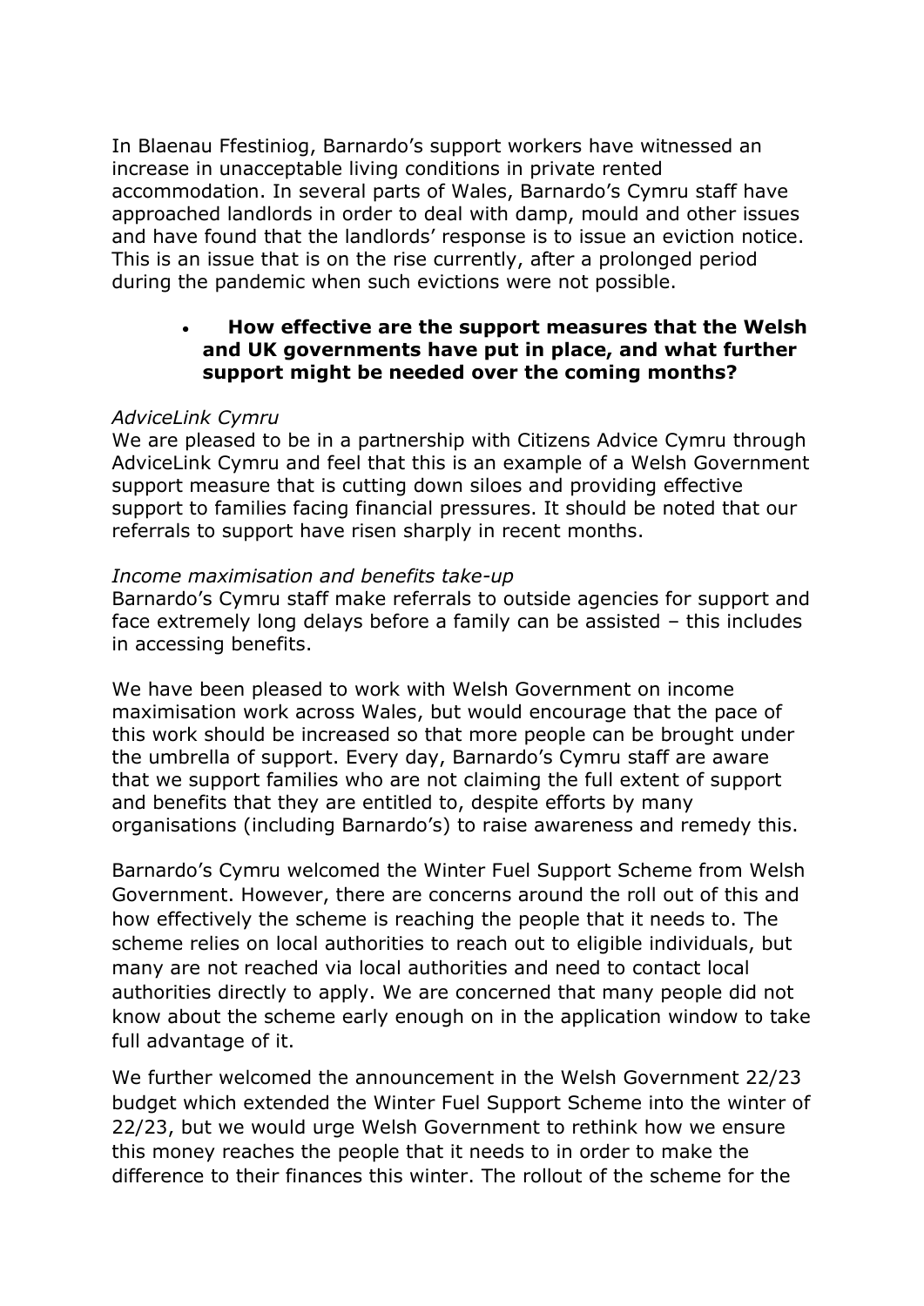In Blaenau Ffestiniog, Barnardo's support workers have witnessed an increase in unacceptable living conditions in private rented accommodation. In several parts of Wales, Barnardo's Cymru staff have approached landlords in order to deal with damp, mould and other issues and have found that the landlords' response is to issue an eviction notice. This is an issue that is on the rise currently, after a prolonged period during the pandemic when such evictions were not possible.

- **How effective are the support measures that the Welsh and UK governments have put in place, and what further support might be needed over the coming months?**

*AdviceLink Cymru*

We are pleased to be in a partnership with Citizens Advice Cymru through AdviceLink Cymru and feel that this is an example of a Welsh Government support measure that is cutting down siloes and providing effective support to families facing financial pressures. It should be noted that our referrals to support have risen sharply in recent months.

*Income maximisation and benefits take-up*

Barnardo's Cymru staff make referrals to outside agencies for support and face extremely long delays before a family can be assisted – this includes in accessing benefits.

We have been pleased to work with Welsh Government on income maximisation work across Wales, but would encourage that the pace of this work should be increased so that more people can be brought under the umbrella of support. Every day, Barnardo's Cymru staff are aware that we support families who are not claiming the full extent of support and benefits that they are entitled to, despite efforts by many organisations (including Barnardo's) to raise awareness and remedy this.

Barnardo's Cymru welcomed the Winter Fuel Support Scheme from Welsh Government. However, there are concerns around the roll out of this and how effectively the scheme is reaching the people that it needs to. The scheme relies on local authorities to reach out to eligible individuals, but many are not reached via local authorities and need to contact local authorities directly to apply. We are concerned that many people did not know about the scheme early enough on in the application window to take full advantage of it.

We further welcomed the announcement in the Welsh Government 22/23 budget which extended the Winter Fuel Support Scheme into the winter of 22/23, but we would urge Welsh Government to rethink how we ensure this money reaches the people that it needs to in order to make the difference to their finances this winter. The rollout of the scheme for the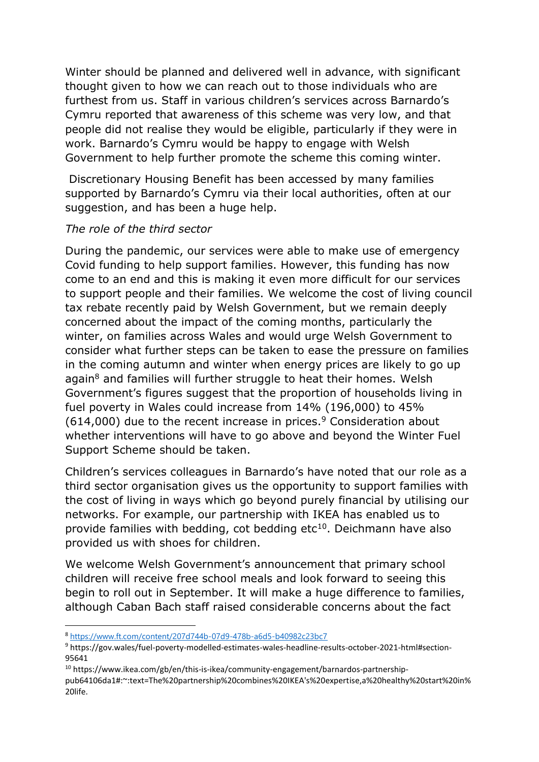Winter should be planned and delivered well in advance, with significant thought given to how we can reach out to those individuals who are furthest from us. Staff in various children's services across Barnardo's Cymru reported that awareness of this scheme was very low, and that people did not realise they would be eligible, particularly if they were in work. Barnardo's Cymru would be happy to engage with Welsh Government to help further promote the scheme this coming winter.

Discretionary Housing Benefit has been accessed by many families supported by Barnardo's Cymru via their local authorities, often at our suggestion, and has been a huge help.

*The role of the third sector*

During the pandemic, our services were able to make use of emergency Covid funding to help support families. However, this funding has now come to an end and this is making it even more difficult for our services to support people and their families. We welcome the cost of living council tax rebate recently paid by Welsh Government, but we remain deeply concerned about the impact of the coming months, particularly the winter, on families across Wales and would urge Welsh Government to consider what further steps can be taken to ease the pressure on families in the coming autumn and winter when energy prices are likely to go up again[8] and families will further struggle to heat their homes. Welsh Government's figures suggest that the proportion of households living in fuel poverty in Wales could increase from 14% (196,000) to 45% (614,000) due to the recent increase in prices.[9] Consideration about whether interventions will have to go above and beyond the Winter Fuel Support Scheme should be taken.

Children's services colleagues in Barnardo's have noted that our role as a third sector organisation gives us the opportunity to support families with the cost of living in ways which go beyond purely financial by utilising our networks. For example, our partnership with IKEA has enabled us to provide families with bedding, cot bedding etc[10]. Deichmann have also provided us with shoes for children.

We welcome Welsh Government's announcement that primary school children will receive free school meals and look forward to seeing this begin to roll out in September. It will make a huge difference to families, although Caban Bach staff raised considerable concerns about the fact

---

[8] https://www.ft.com/content/207d744b-07d9-478b-a6d5-b40982c23bc7

[9] https://gov.wales/fuel-poverty-modelled-estimates-wales-headline-results-october-2021-html#section-95641

[10] https://www.ikea.com/gb/en/this-is-ikea/community-engagement/barnardos-partnership-pub64106da1#:~:text=The%20partnership%20combines%20IKEA's%20expertise,a%20healthy%20start%20in%20life.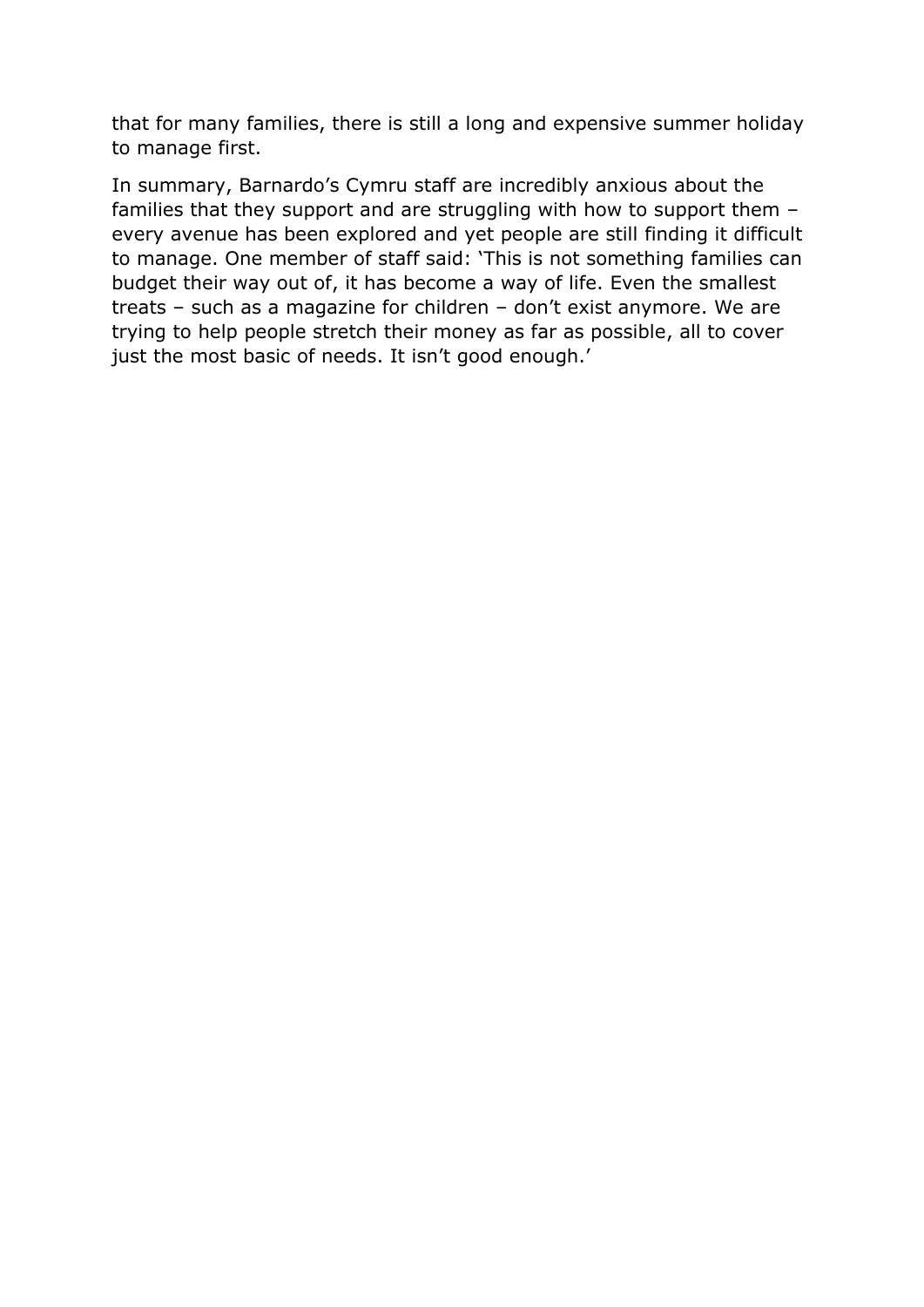that for many families, there is still a long and expensive summer holiday to manage first.

In summary, Barnardo's Cymru staff are incredibly anxious about the families that they support and are struggling with how to support them – every avenue has been explored and yet people are still finding it difficult to manage. One member of staff said: 'This is not something families can budget their way out of, it has become a way of life. Even the smallest treats – such as a magazine for children – don't exist anymore. We are trying to help people stretch their money as far as possible, all to cover just the most basic of needs. It isn't good enough.'